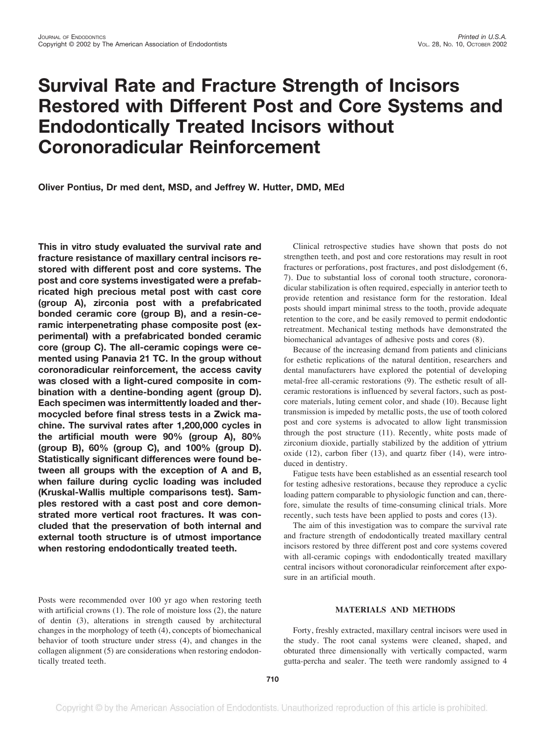# Survival Rate and Fracture Strength of Incisors Restored with Different Post and Core Systems and Endodontically Treated Incisors without Coronoradicular Reinforcement

**Oliver Pontius, Dr med dent, MSD, and Jeffrey W. Hutter, DMD, MEd**

**This in vitro study evaluated the survival rate and fracture resistance of maxillary central incisors restored with different post and core systems. The post and core systems investigated were a prefabricated high precious metal post with cast core (group A), zirconia post with a prefabricated bonded ceramic core (group B), and a resin-ceramic interpenetrating phase composite post (experimental) with a prefabricated bonded ceramic core (group C). The all-ceramic copings were cemented using Panavia 21 TC. In the group without coronoradicular reinforcement, the access cavity was closed with a light-cured composite in combination with a dentine-bonding agent (group D). Each specimen was intermittently loaded and thermocycled before final stress tests in a Zwick machine. The survival rates after 1,200,000 cycles in the artificial mouth were 90% (group A), 80% (group B), 60% (group C), and 100% (group D). Statistically significant differences were found between all groups with the exception of A and B, when failure during cyclic loading was included (Kruskal-Wallis multiple comparisons test). Samples restored with a cast post and core demonstrated more vertical root fractures. It was concluded that the preservation of both internal and external tooth structure is of utmost importance when restoring endodontically treated teeth.**

Posts were recommended over 100 yr ago when restoring teeth with artificial crowns (1). The role of moisture loss (2), the nature of dentin (3), alterations in strength caused by architectural changes in the morphology of teeth (4), concepts of biomechanical behavior of tooth structure under stress (4), and changes in the collagen alignment (5) are considerations when restoring endodontically treated teeth.

Clinical retrospective studies have shown that posts do not strengthen teeth, and post and core restorations may result in root fractures or perforations, post fractures, and post dislodgement (6, 7). Due to substantial loss of coronal tooth structure, coronoradicular stabilization is often required, especially in anterior teeth to provide retention and resistance form for the restoration. Ideal posts should impart minimal stress to the tooth, provide adequate retention to the core, and be easily removed to permit endodontic retreatment. Mechanical testing methods have demonstrated the biomechanical advantages of adhesive posts and cores (8).

Because of the increasing demand from patients and clinicians for esthetic replications of the natural dentition, researchers and dental manufacturers have explored the potential of developing metal-free all-ceramic restorations (9). The esthetic result of all-ceramic restorations is influenced by several factors, such as post-core materials, luting cement color, and shade (10). Because light transmission is impeded by metallic posts, the use of tooth colored post and core systems is advocated to allow light transmission through the post structure (11). Recently, white posts made of zirconium dioxide, partially stabilized by the addition of yttrium oxide (12), carbon fiber (13), and quartz fiber (14), were introduced in dentistry.

Fatigue tests have been established as an essential research tool for testing adhesive restorations, because they reproduce a cyclic loading pattern comparable to physiologic function and can, therefore, simulate the results of time-consuming clinical trials. More recently, such tests have been applied to posts and cores (13).

The aim of this investigation was to compare the survival rate and fracture strength of endodontically treated maxillary central incisors restored by three different post and core systems covered with all-ceramic copings with endodontically treated maxillary central incisors without coronoradicular reinforcement after exposure in an artificial mouth.

## MATERIALS AND METHODS

Forty, freshly extracted, maxillary central incisors were used in the study. The root canal systems were cleaned, shaped, and obturated three dimensionally with vertically compacted, warm gutta-percha and sealer. The teeth were randomly assigned to 4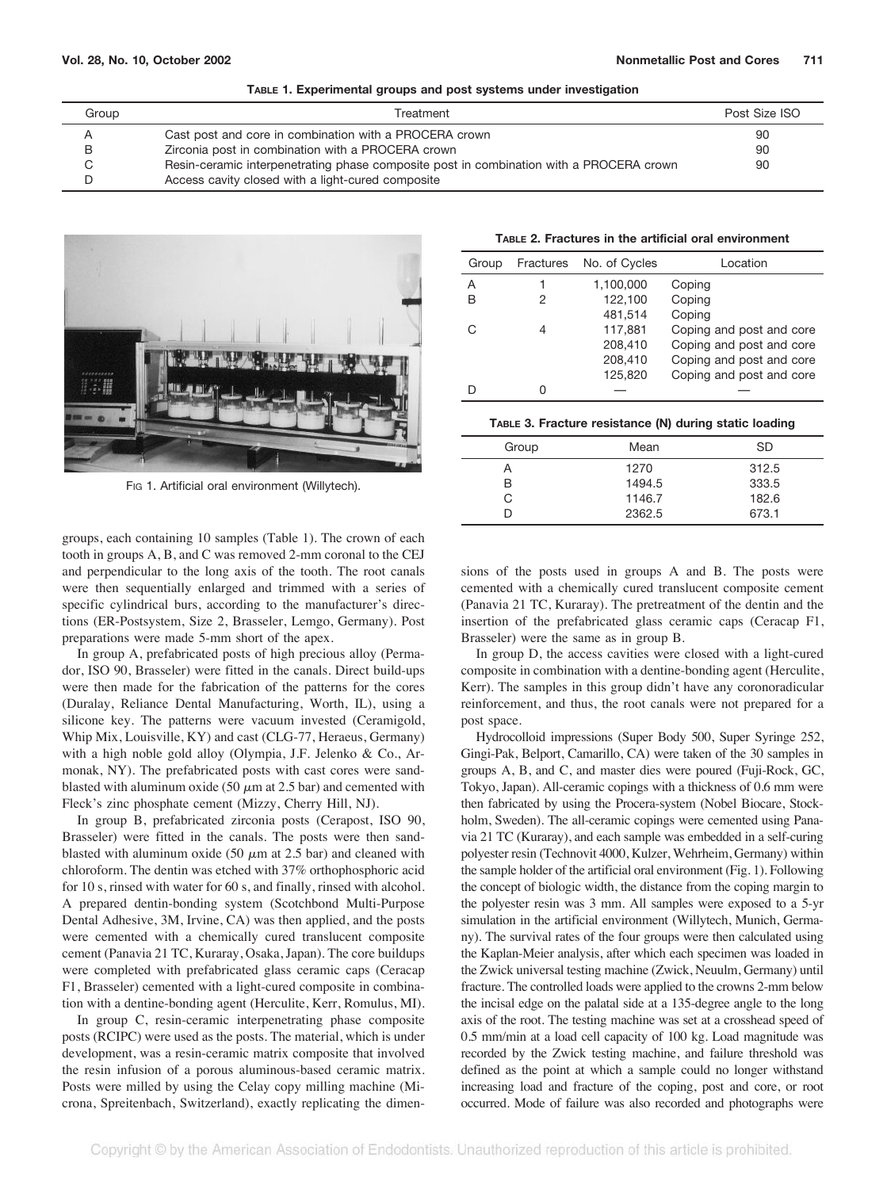**TABLE 1. Experimental groups and post systems under investigation**

| Group | Treatment | Post Size ISO |
|---|---|---|
| A | Cast post and core in combination with a PROCERA crown | 90 |
| B | Zirconia post in combination with a PROCERA crown | 90 |
| C | Resin-ceramic interpenetrating phase composite post in combination with a PROCERA crown | 90 |
| D | Access cavity closed with a light-cured composite | |

FIG 1. Artificial oral environment (Willytech).

**TABLE 2. Fractures in the artificial oral environment**

| Group | Fractures | No. of Cycles | Location |
|---|---|---|---|
| A | 1 | 1,100,000 | Coping |
| B | 2 | 122,100 | Coping |
| | | 481,514 | Coping |
| C | 4 | 117,881 | Coping and post and core |
| | | 208,410 | Coping and post and core |
| | | 208,410 | Coping and post and core |
| | | 125,820 | Coping and post and core |
| D | 0 | — | — |

**TABLE 3. Fracture resistance (N) during static loading**

| Group | Mean | SD |
|---|---|---|
| A | 1270 | 312.5 |
| B | 1494.5 | 333.5 |
| C | 1146.7 | 182.6 |
| D | 2362.5 | 673.1 |

groups, each containing 10 samples (Table 1). The crown of each tooth in groups A, B, and C was removed 2-mm coronal to the CEJ and perpendicular to the long axis of the tooth. The root canals were then sequentially enlarged and trimmed with a series of specific cylindrical burs, according to the manufacturer's directions (ER-Postsystem, Size 2, Brasseler, Lemgo, Germany). Post preparations were made 5-mm short of the apex.

In group A, prefabricated posts of high precious alloy (Permador, ISO 90, Brasseler) were fitted in the canals. Direct build-ups were then made for the fabrication of the patterns for the cores (Duralay, Reliance Dental Manufacturing, Worth, IL), using a silicone key. The patterns were vacuum invested (Ceramigold, Whip Mix, Louisville, KY) and cast (CLG-77, Heraeus, Germany) with a high noble gold alloy (Olympia, J.F. Jelenko & Co., Armonak, NY). The prefabricated posts with cast cores were sandblasted with aluminum oxide (50 $\mu$m at 2.5 bar) and cemented with Fleck's zinc phosphate cement (Mizzy, Cherry Hill, NJ).

In group B, prefabricated zirconia posts (Cerapost, ISO 90, Brasseler) were fitted in the canals. The posts were then sandblasted with aluminum oxide (50 $\mu$m at 2.5 bar) and cleaned with chloroform. The dentin was etched with 37% orthophosphoric acid for 10 s, rinsed with water for 60 s, and finally, rinsed with alcohol. A prepared dentin-bonding system (Scotchbond Multi-Purpose Dental Adhesive, 3M, Irvine, CA) was then applied, and the posts were cemented with a chemically cured translucent composite cement (Panavia 21 TC, Kuraray, Osaka, Japan). The core buildups were completed with prefabricated glass ceramic caps (Ceracap F1, Brasseler) cemented with a light-cured composite in combination with a dentine-bonding agent (Herculite, Kerr, Romulus, MI).

In group C, resin-ceramic interpenetrating phase composite posts (RCIPC) were used as the posts. The material, which is under development, was a resin-ceramic matrix composite that involved the resin infusion of a porous aluminous-based ceramic matrix. Posts were milled by using the Celay copy milling machine (Microna, Spreitenbach, Switzerland), exactly replicating the dimensions of the posts used in groups A and B. The posts were cemented with a chemically cured translucent composite cement (Panavia 21 TC, Kuraray). The pretreatment of the dentin and the insertion of the prefabricated glass ceramic caps (Ceracap F1, Brasseler) were the same as in group B.

In group D, the access cavities were closed with a light-cured composite in combination with a dentine-bonding agent (Herculite, Kerr). The samples in this group didn't have any coronoradicular reinforcement, and thus, the root canals were not prepared for a post space.

Hydrocolloid impressions (Super Body 500, Super Syringe 252, Gingi-Pak, Belport, Camarillo, CA) were taken of the 30 samples in groups A, B, and C, and master dies were poured (Fuji-Rock, GC, Tokyo, Japan). All-ceramic copings with a thickness of 0.6 mm were then fabricated by using the Procera-system (Nobel Biocare, Stockholm, Sweden). The all-ceramic copings were cemented using Panavia 21 TC (Kuraray), and each sample was embedded in a self-curing polyester resin (Technovit 4000, Kulzer, Wehrheim, Germany) within the sample holder of the artificial oral environment (Fig. 1). Following the concept of biologic width, the distance from the coping margin to the polyester resin was 3 mm. All samples were exposed to a 5-yr simulation in the artificial environment (Willytech, Munich, Germany). The survival rates of the four groups were then calculated using the Kaplan-Meier analysis, after which each specimen was loaded in the Zwick universal testing machine (Zwick, Neuulm, Germany) until fracture. The controlled loads were applied to the crowns 2-mm below the incisal edge on the palatal side at a 135-degree angle to the long axis of the root. The testing machine was set at a crosshead speed of 0.5 mm/min at a load cell capacity of 100 kg. Load magnitude was recorded by the Zwick testing machine, and failure threshold was defined as the point at which a sample could no longer withstand increasing load and fracture of the coping, post and core, or root occurred. Mode of failure was also recorded and photographs were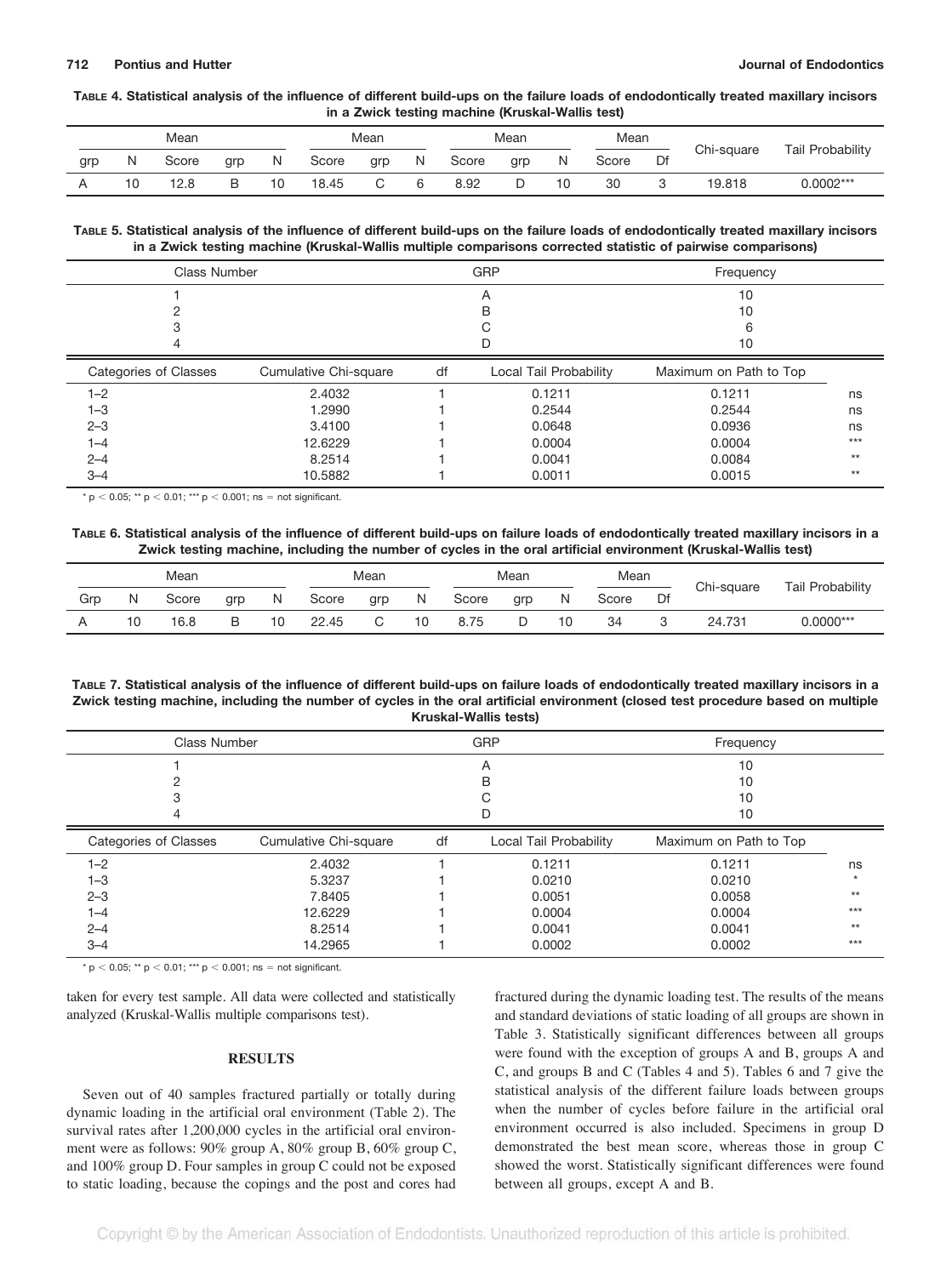**TABLE 4. Statistical analysis of the influence of different build-ups on the failure loads of endodontically treated maxillary incisors in a Zwick testing machine (Kruskal-Wallis test)**

| grp | N | Mean Score | grp | N | Mean Score | grp | N | Mean Score | grp | N | Mean Score | Df | Chi-square | Tail Probability |
|---|---|---|---|---|---|---|---|---|---|---|---|---|---|---|
| A | 10 | 12.8 | B | 10 | 18.45 | C | 6 | 8.92 | D | 10 | 30 | 3 | 19.818 | 0.0002*** |

**TABLE 5. Statistical analysis of the influence of different build-ups on the failure loads of endodontically treated maxillary incisors in a Zwick testing machine (Kruskal-Wallis multiple comparisons corrected statistic of pairwise comparisons)**

| Class Number | GRP | Frequency |
|---|---|---|
| 1 | A | 10 |
| 2 | B | 10 |
| 3 | C | 6 |
| 4 | D | 10 |

| Categories of Classes | Cumulative Chi-square | df | Local Tail Probability | Maximum on Path to Top | |
|---|---|---|---|---|---|
| 1–2 | 2.4032 | 1 | 0.1211 | 0.1211 | ns |
| 1–3 | 1.2990 | 1 | 0.2544 | 0.2544 | ns |
| 2–3 | 3.4100 | 1 | 0.0648 | 0.0936 | ns |
| 1–4 | 12.6229 | 1 | 0.0004 | 0.0004 | *** |
| 2–4 | 8.2514 | 1 | 0.0041 | 0.0084 | ** |
| 3–4 | 10.5882 | 1 | 0.0011 | 0.0015 | ** |

* $p < 0.05$; ** $p < 0.01$; *** $p < 0.001$; ns = not significant.

**TABLE 6. Statistical analysis of the influence of different build-ups on failure loads of endodontically treated maxillary incisors in a Zwick testing machine, including the number of cycles in the oral artificial environment (Kruskal-Wallis test)**

| Grp | N | Mean Score | grp | N | Mean Score | grp | N | Mean Score | grp | N | Mean Score | Df | Chi-square | Tail Probability |
|---|---|---|---|---|---|---|---|---|---|---|---|---|---|---|
| A | 10 | 16.8 | B | 10 | 22.45 | C | 10 | 8.75 | D | 10 | 34 | 3 | 24.731 | 0.0000*** |

**TABLE 7. Statistical analysis of the influence of different build-ups on failure loads of endodontically treated maxillary incisors in a Zwick testing machine, including the number of cycles in the oral artificial environment (closed test procedure based on multiple Kruskal-Wallis tests)**

| Class Number | GRP | Frequency |
|---|---|---|
| 1 | A | 10 |
| 2 | B | 10 |
| 3 | C | 10 |
| 4 | D | 10 |

| Categories of Classes | Cumulative Chi-square | df | Local Tail Probability | Maximum on Path to Top | |
|---|---|---|---|---|---|
| 1–2 | 2.4032 | 1 | 0.1211 | 0.1211 | ns |
| 1–3 | 5.3237 | 1 | 0.0210 | 0.0210 | * |
| 2–3 | 7.8405 | 1 | 0.0051 | 0.0058 | ** |
| 1–4 | 12.6229 | 1 | 0.0004 | 0.0004 | *** |
| 2–4 | 8.2514 | 1 | 0.0041 | 0.0041 | ** |
| 3–4 | 14.2965 | 1 | 0.0002 | 0.0002 | *** |

* $p < 0.05$; ** $p < 0.01$; *** $p < 0.001$; ns = not significant.

taken for every test sample. All data were collected and statistically analyzed (Kruskal-Wallis multiple comparisons test).

## RESULTS

Seven out of 40 samples fractured partially or totally during dynamic loading in the artificial oral environment (Table 2). The survival rates after 1,200,000 cycles in the artificial oral environment were as follows: 90% group A, 80% group B, 60% group C, and 100% group D. Four samples in group C could not be exposed to static loading, because the copings and the post and cores had fractured during the dynamic loading test. The results of the means and standard deviations of static loading of all groups are shown in Table 3. Statistically significant differences between all groups were found with the exception of groups A and B, groups A and C, and groups B and C (Tables 4 and 5). Tables 6 and 7 give the statistical analysis of the different failure loads between groups when the number of cycles before failure in the artificial oral environment occurred is also included. Specimens in group D demonstrated the best mean score, whereas those in group C showed the worst. Statistically significant differences were found between all groups, except A and B.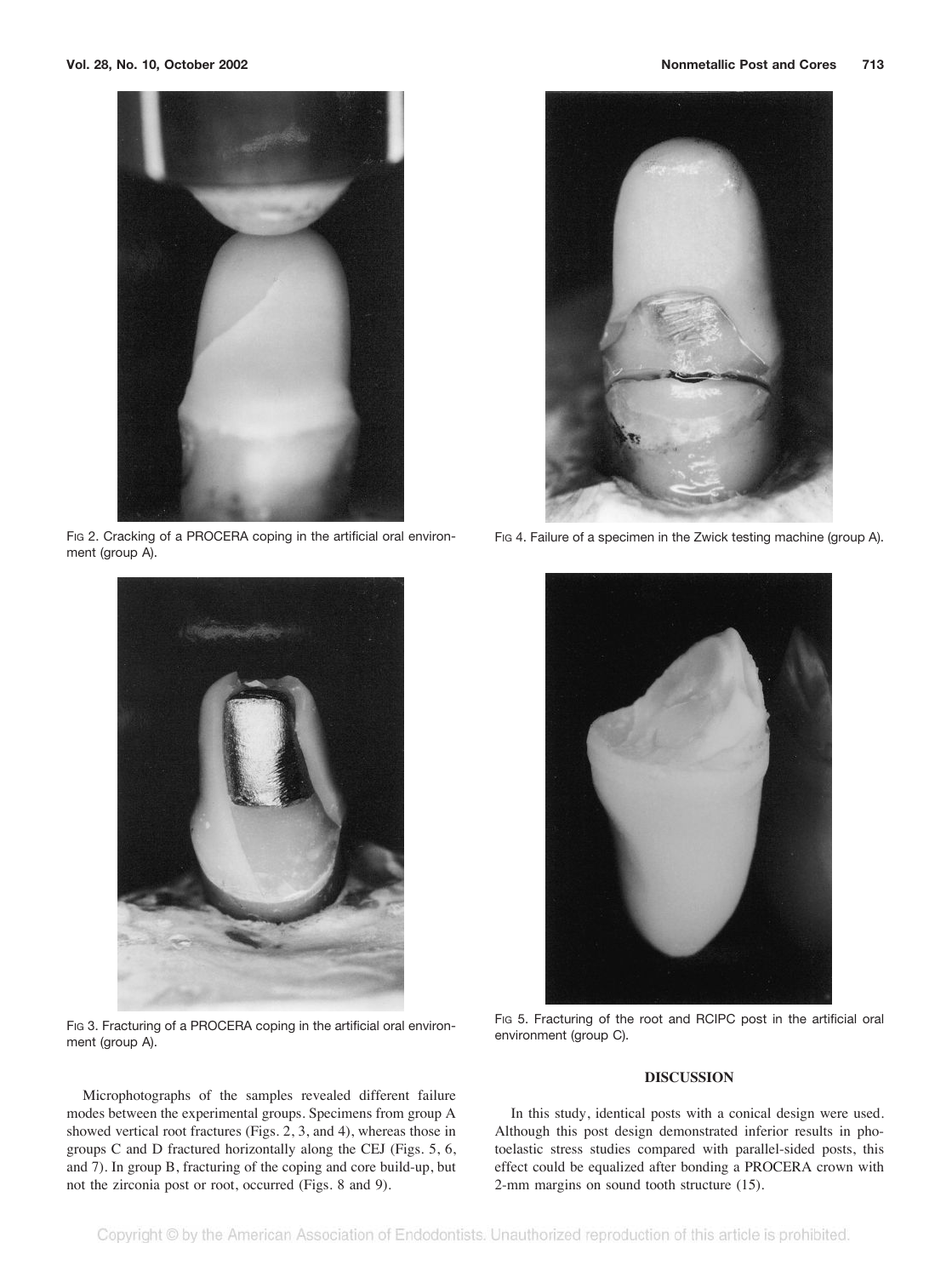FIG 2. Cracking of a PROCERA coping in the artificial oral environment (group A).

FIG 3. Fracturing of a PROCERA coping in the artificial oral environment (group A).

Microphotographs of the samples revealed different failure modes between the experimental groups. Specimens from group A showed vertical root fractures (Figs. 2, 3, and 4), whereas those in groups C and D fractured horizontally along the CEJ (Figs. 5, 6, and 7). In group B, fracturing of the coping and core build-up, but not the zirconia post or root, occurred (Figs. 8 and 9).

FIG 4. Failure of a specimen in the Zwick testing machine (group A).

FIG 5. Fracturing of the root and RCIPC post in the artificial oral environment (group C).

## DISCUSSION

In this study, identical posts with a conical design were used. Although this post design demonstrated inferior results in photoelastic stress studies compared with parallel-sided posts, this effect could be equalized after bonding a PROCERA crown with 2-mm margins on sound tooth structure (15).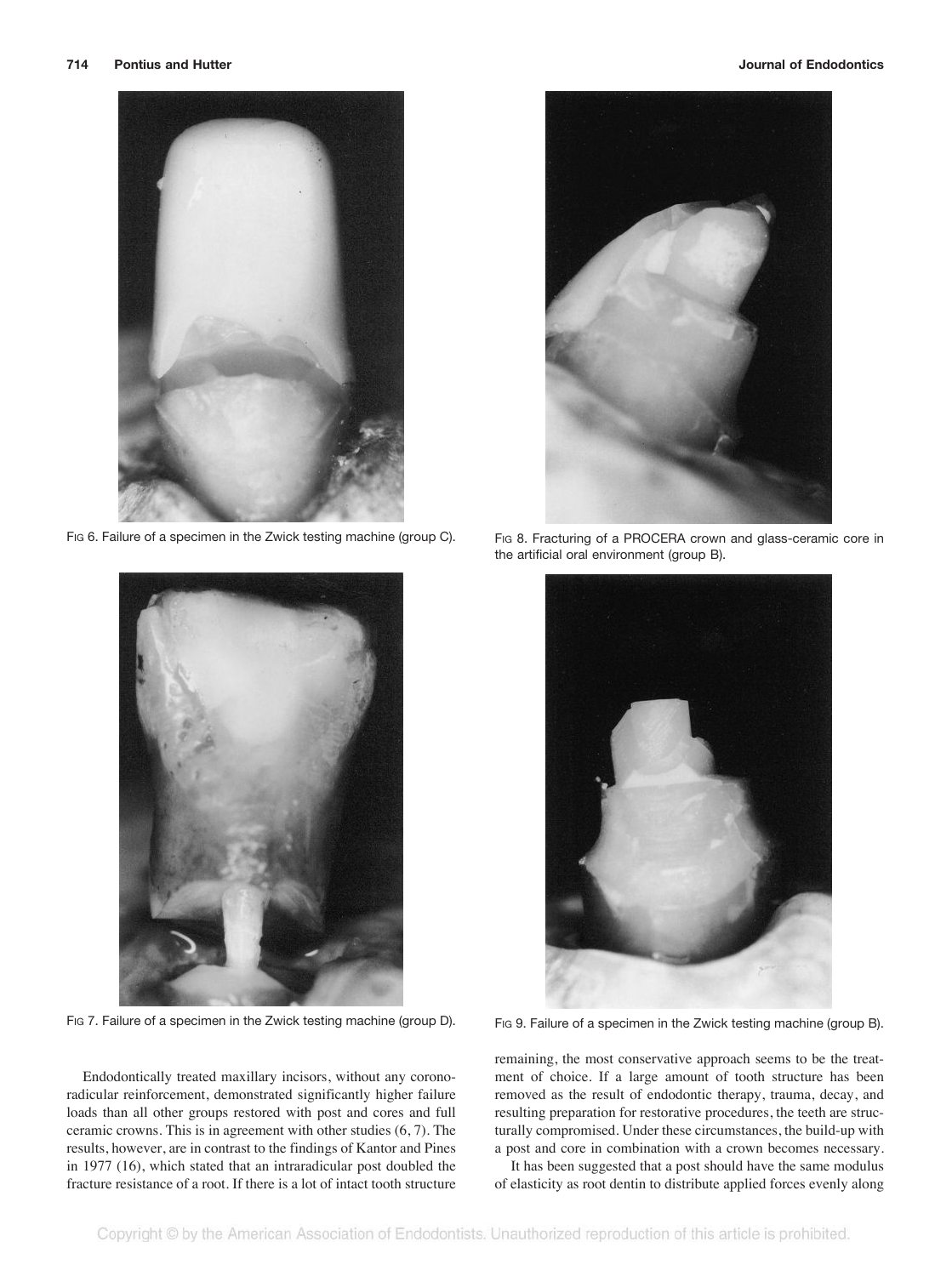FIG 6. Failure of a specimen in the Zwick testing machine (group C).

FIG 8. Fracturing of a PROCERA crown and glass-ceramic core in the artificial oral environment (group B).

FIG 7. Failure of a specimen in the Zwick testing machine (group D).

FIG 9. Failure of a specimen in the Zwick testing machine (group B).

Endodontically treated maxillary incisors, without any corono-radicular reinforcement, demonstrated significantly higher failure loads than all other groups restored with post and cores and full ceramic crowns. This is in agreement with other studies (6, 7). The results, however, are in contrast to the findings of Kantor and Pines in 1977 (16), which stated that an intraradicular post doubled the fracture resistance of a root. If there is a lot of intact tooth structure remaining, the most conservative approach seems to be the treatment of choice. If a large amount of tooth structure has been removed as the result of endodontic therapy, trauma, decay, and resulting preparation for restorative procedures, the teeth are structurally compromised. Under these circumstances, the build-up with a post and core in combination with a crown becomes necessary.

It has been suggested that a post should have the same modulus of elasticity as root dentin to distribute applied forces evenly along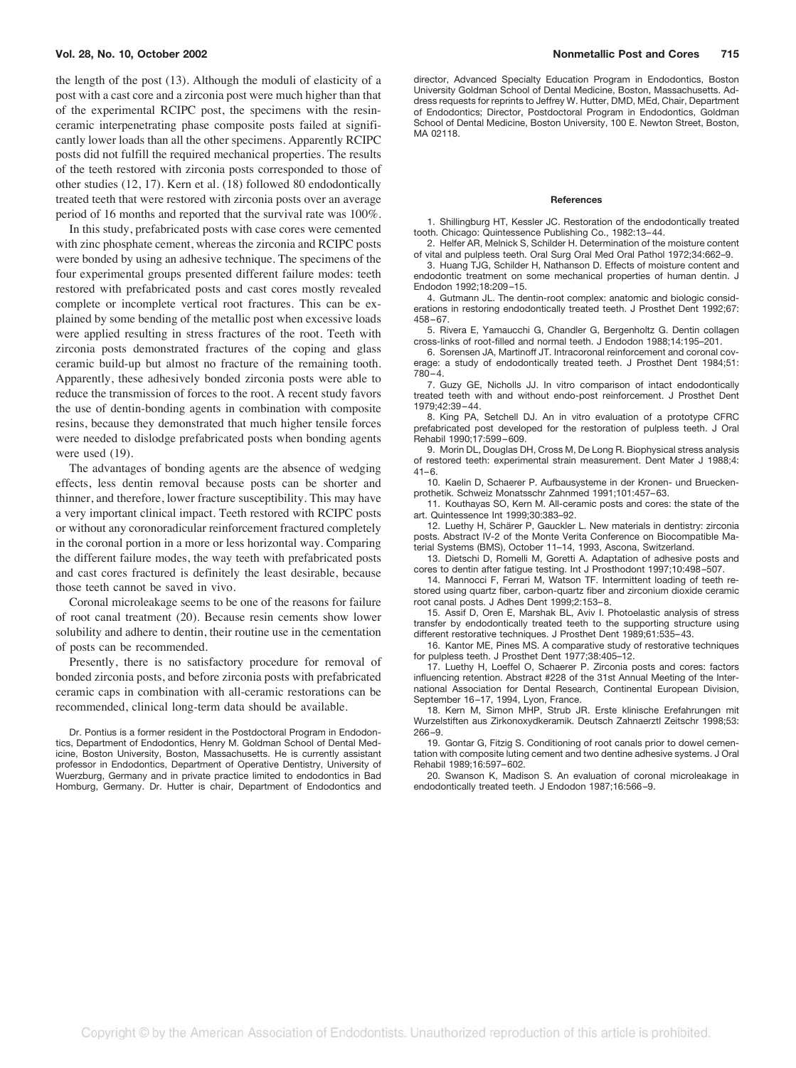the length of the post (13). Although the moduli of elasticity of a post with a cast core and a zirconia post were much higher than that of the experimental RCIPC post, the specimens with the resin-ceramic interpenetrating phase composite posts failed at significantly lower loads than all the other specimens. Apparently RCIPC posts did not fulfill the required mechanical properties. The results of the teeth restored with zirconia posts corresponded to those of other studies (12, 17). Kern et al. (18) followed 80 endodontically treated teeth that were restored with zirconia posts over an average period of 16 months and reported that the survival rate was 100%.

In this study, prefabricated posts with case cores were cemented with zinc phosphate cement, whereas the zirconia and RCIPC posts were bonded by using an adhesive technique. The specimens of the four experimental groups presented different failure modes: teeth restored with prefabricated posts and cast cores mostly revealed complete or incomplete vertical root fractures. This can be explained by some bending of the metallic post when excessive loads were applied resulting in stress fractures of the root. Teeth with zirconia posts demonstrated fractures of the coping and glass ceramic build-up but almost no fracture of the remaining tooth. Apparently, these adhesively bonded zirconia posts were able to reduce the transmission of forces to the root. A recent study favors the use of dentin-bonding agents in combination with composite resins, because they demonstrated that much higher tensile forces were needed to dislodge prefabricated posts when bonding agents were used (19).

The advantages of bonding agents are the absence of wedging effects, less dentin removal because posts can be shorter and thinner, and therefore, lower fracture susceptibility. This may have a very important clinical impact. Teeth restored with RCIPC posts or without any coronoradicular reinforcement fractured completely in the coronal portion in a more or less horizontal way. Comparing the different failure modes, the way teeth with prefabricated posts and cast cores fractured is definitely the least desirable, because those teeth cannot be saved in vivo.

Coronal microleakage seems to be one of the reasons for failure of root canal treatment (20). Because resin cements show lower solubility and adhere to dentin, their routine use in the cementation of posts can be recommended.

Presently, there is no satisfactory procedure for removal of bonded zirconia posts, and before zirconia posts with prefabricated ceramic caps in combination with all-ceramic restorations can be recommended, clinical long-term data should be available.

Dr. Pontius is a former resident in the Postdoctoral Program in Endodontics, Department of Endodontics, Henry M. Goldman School of Dental Medicine, Boston University, Boston, Massachusetts. He is currently assistant professor in Endodontics, Department of Operative Dentistry, University of Wuerzburg, Germany and in private practice limited to endodontics in Bad Homburg, Germany. Dr. Hutter is chair, Department of Endodontics and director, Advanced Specialty Education Program in Endodontics, Boston University Goldman School of Dental Medicine, Boston, Massachusetts. Address requests for reprints to Jeffrey W. Hutter, DMD, MEd, Chair, Department of Endodontics; Director, Postdoctoral Program in Endodontics, Goldman School of Dental Medicine, Boston University, 100 E. Newton Street, Boston, MA 02118.

## References

1. Shillingburg HT, Kessler JC. Restoration of the endodontically treated tooth. Chicago: Quintessence Publishing Co., 1982:13–44.
2. Helfer AR, Melnick S, Schilder H. Determination of the moisture content of vital and pulpless teeth. Oral Surg Oral Med Oral Pathol 1972;34:662–9.
3. Huang TJG, Schilder H, Nathanson D. Effects of moisture content and endodontic treatment on some mechanical properties of human dentin. J Endodon 1992;18:209–15.
4. Gutmann JL. The dentin-root complex: anatomic and biologic considerations in restoring endodontically treated teeth. J Prosthet Dent 1992;67:458–67.
5. Rivera E, Yamaucchi G, Chandler G, Bergenholtz G. Dentin collagen cross-links of root-filled and normal teeth. J Endodon 1988;14:195–201.
6. Sorensen JA, Martinoff JT. Intracoronal reinforcement and coronal coverage: a study of endodontically treated teeth. J Prosthet Dent 1984;51:780–4.
7. Guzy GE, Nicholls JJ. In vitro comparison of intact endodontically treated teeth with and without endo-post reinforcement. J Prosthet Dent 1979;42:39–44.
8. King PA, Setchell DJ. An in vitro evaluation of a prototype CFRC prefabricated post developed for the restoration of pulpless teeth. J Oral Rehabil 1990;17:599–609.
9. Morin DL, Douglas DH, Cross M, De Long R. Biophysical stress analysis of restored teeth: experimental strain measurement. Dent Mater J 1988;4:41–6.
10. Kaelin D, Schaerer P. Aufbausysteme in der Kronen- und Brueckenprothetik. Schweiz Monatsschr Zahnmed 1991;101:457–63.
11. Kouthayas SO, Kern M. All-ceramic posts and cores: the state of the art. Quintessence Int 1999;30:383–92.
12. Luethy H, Schärer P, Gauckler L. New materials in dentistry: zirconia posts. Abstract IV-2 of the Monte Verita Conference on Biocompatible Material Systems (BMS), October 11–14, 1993, Ascona, Switzerland.
13. Dietschi D, Romelli M, Goretti A. Adaptation of adhesive posts and cores to dentin after fatigue testing. Int J Prosthodont 1997;10:498–507.
14. Mannocci F, Ferrari M, Watson TF. Intermittent loading of teeth restored using quartz fiber, carbon-quartz fiber and zirconium dioxide ceramic root canal posts. J Adhes Dent 1999;2:153–8.
15. Assif D, Oren E, Marshak BL, Aviv I. Photoelastic analysis of stress transfer by endodontically treated teeth to the supporting structure using different restorative techniques. J Prosthet Dent 1989;61:535–43.
16. Kantor ME, Pines MS. A comparative study of restorative techniques for pulpless teeth. J Prosthet Dent 1977;38:405–12.
17. Luethy H, Loeffel O, Schaerer P. Zirconia posts and cores: factors influencing retention. Abstract #228 of the 31st Annual Meeting of the International Association for Dental Research, Continental European Division, September 16–17, 1994, Lyon, France.
18. Kern M, Simon MHP, Strub JR. Erste klinische Erefahrungen mit Wurzelstiften aus Zirkonoxydkeramik. Deutsch Zahnaerztl Zeitschr 1998;53:266–9.
19. Gontar G, Fitzig S. Conditioning of root canals prior to dowel cementation with composite luting cement and two dentine adhesive systems. J Oral Rehabil 1989;16:597–602.
20. Swanson K, Madison S. An evaluation of coronal microleakage in endodontically treated teeth. J Endodon 1987;16:566–9.